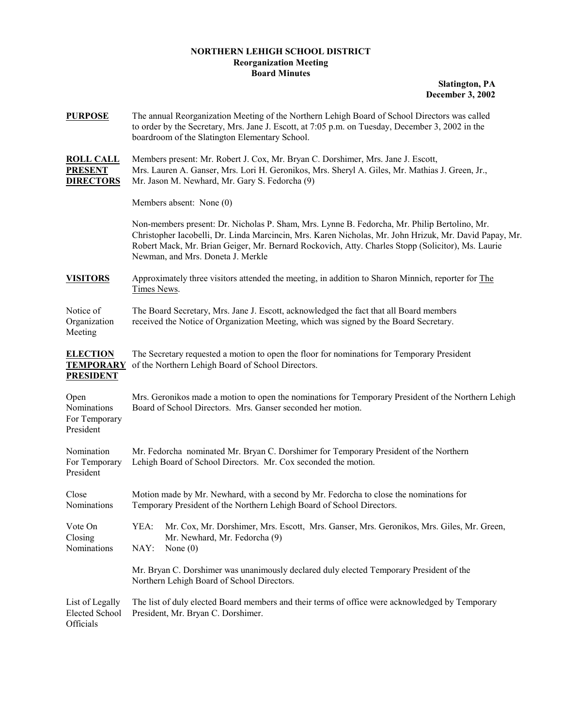# NORTHERN LEHIGH SCHOOL DISTRICT
## Reorganization Meeting
## Board Minutes

**Slatington, PA**
**December 3, 2002**

**PURPOSE** The annual Reorganization Meeting of the Northern Lehigh Board of School Directors was called to order by the Secretary, Mrs. Jane J. Escott, at 7:05 p.m. on Tuesday, December 3, 2002 in the boardroom of the Slatington Elementary School.

**ROLL CALL PRESENT DIRECTORS** Members present: Mr. Robert J. Cox, Mr. Bryan C. Dorshimer, Mrs. Jane J. Escott, Mrs. Lauren A. Ganser, Mrs. Lori H. Geronikos, Mrs. Sheryl A. Giles, Mr. Mathias J. Green, Jr., Mr. Jason M. Newhard, Mr. Gary S. Fedorcha (9)

Members absent: None (0)

Non-members present: Dr. Nicholas P. Sham, Mrs. Lynne B. Fedorcha, Mr. Philip Bertolino, Mr. Christopher Iacobelli, Dr. Linda Marcincin, Mrs. Karen Nicholas, Mr. John Hrizuk, Mr. David Papay, Mr. Robert Mack, Mr. Brian Geiger, Mr. Bernard Rockovich, Atty. Charles Stopp (Solicitor), Ms. Laurie Newman, and Mrs. Doneta J. Merkle

**VISITORS** Approximately three visitors attended the meeting, in addition to Sharon Minnich, reporter for The Times News.

Notice of Organization Meeting — The Board Secretary, Mrs. Jane J. Escott, acknowledged the fact that all Board members received the Notice of Organization Meeting, which was signed by the Board Secretary.

**ELECTION TEMPORARY PRESIDENT** The Secretary requested a motion to open the floor for nominations for Temporary President of the Northern Lehigh Board of School Directors.

Open Nominations For Temporary President — Mrs. Geronikos made a motion to open the nominations for Temporary President of the Northern Lehigh Board of School Directors. Mrs. Ganser seconded her motion.

Nomination For Temporary President — Mr. Fedorcha nominated Mr. Bryan C. Dorshimer for Temporary President of the Northern Lehigh Board of School Directors. Mr. Cox seconded the motion.

Close Nominations — Motion made by Mr. Newhard, with a second by Mr. Fedorcha to close the nominations for Temporary President of the Northern Lehigh Board of School Directors.

Vote On Closing Nominations —
YEA: Mr. Cox, Mr. Dorshimer, Mrs. Escott, Mrs. Ganser, Mrs. Geronikos, Mrs. Giles, Mr. Green, Mr. Newhard, Mr. Fedorcha (9)
NAY: None (0)

Mr. Bryan C. Dorshimer was unanimously declared duly elected Temporary President of the Northern Lehigh Board of School Directors.

List of Legally Elected School Officials — The list of duly elected Board members and their terms of office were acknowledged by Temporary President, Mr. Bryan C. Dorshimer.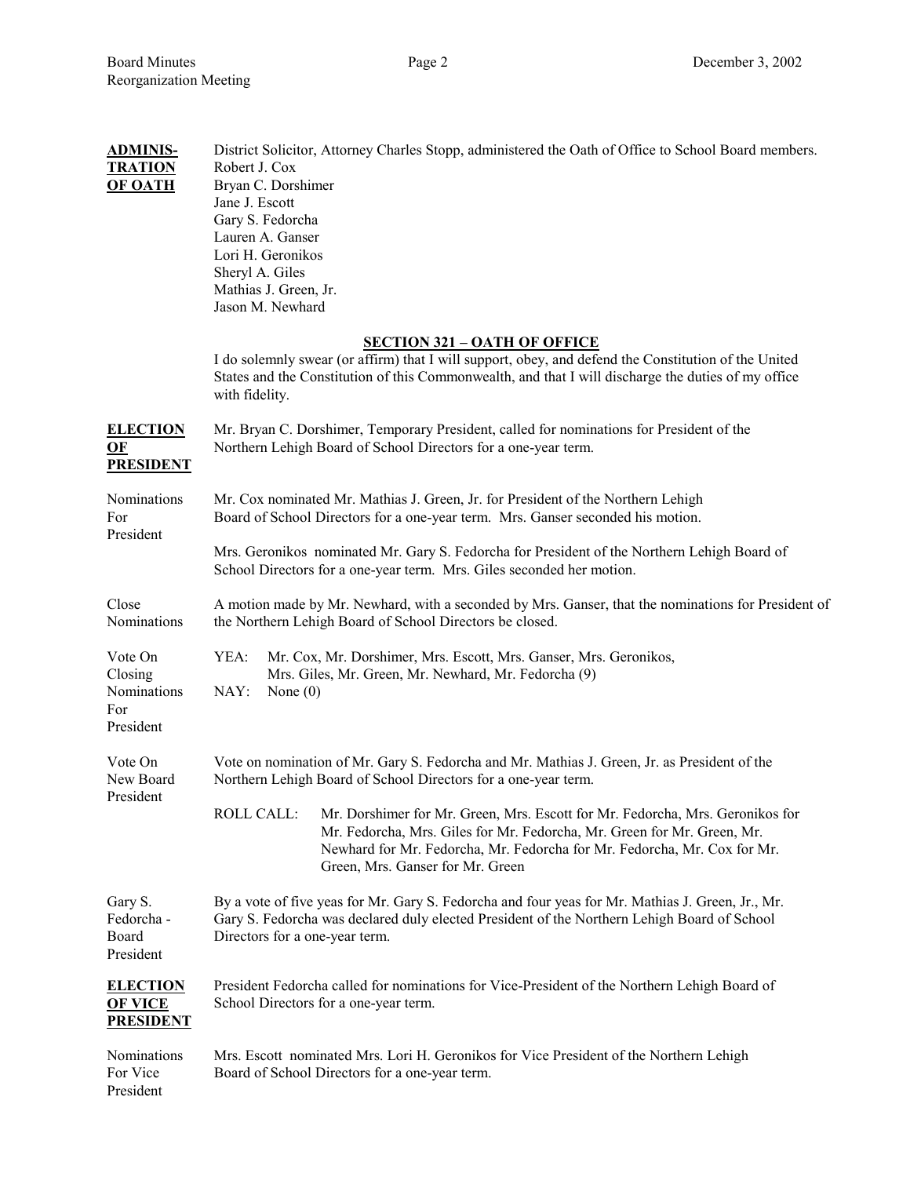**ADMINISTRATION OF OATH**

District Solicitor, Attorney Charles Stopp, administered the Oath of Office to School Board members.

Robert J. Cox
Bryan C. Dorshimer
Jane J. Escott
Gary S. Fedorcha
Lauren A. Ganser
Lori H. Geronikos
Sheryl A. Giles
Mathias J. Green, Jr.
Jason M. Newhard

**SECTION 321 – OATH OF OFFICE**

I do solemnly swear (or affirm) that I will support, obey, and defend the Constitution of the United States and the Constitution of this Commonwealth, and that I will discharge the duties of my office with fidelity.

**ELECTION OF PRESIDENT**

Mr. Bryan C. Dorshimer, Temporary President, called for nominations for President of the Northern Lehigh Board of School Directors for a one-year term.

Nominations For President

Mr. Cox nominated Mr. Mathias J. Green, Jr. for President of the Northern Lehigh Board of School Directors for a one-year term. Mrs. Ganser seconded his motion.

Mrs. Geronikos nominated Mr. Gary S. Fedorcha for President of the Northern Lehigh Board of School Directors for a one-year term. Mrs. Giles seconded her motion.

Close Nominations

A motion made by Mr. Newhard, with a seconded by Mrs. Ganser, that the nominations for President of the Northern Lehigh Board of School Directors be closed.

Vote On Closing Nominations For President

YEA: Mr. Cox, Mr. Dorshimer, Mrs. Escott, Mrs. Ganser, Mrs. Geronikos, Mrs. Giles, Mr. Green, Mr. Newhard, Mr. Fedorcha (9)
NAY: None (0)

Vote On New Board President

Vote on nomination of Mr. Gary S. Fedorcha and Mr. Mathias J. Green, Jr. as President of the Northern Lehigh Board of School Directors for a one-year term.

ROLL CALL: Mr. Dorshimer for Mr. Green, Mrs. Escott for Mr. Fedorcha, Mrs. Geronikos for Mr. Fedorcha, Mrs. Giles for Mr. Fedorcha, Mr. Green for Mr. Green, Mr. Newhard for Mr. Fedorcha, Mr. Fedorcha for Mr. Fedorcha, Mr. Cox for Mr. Green, Mrs. Ganser for Mr. Green

Gary S. Fedorcha - Board President

By a vote of five yeas for Mr. Gary S. Fedorcha and four yeas for Mr. Mathias J. Green, Jr., Mr. Gary S. Fedorcha was declared duly elected President of the Northern Lehigh Board of School Directors for a one-year term.

**ELECTION OF VICE PRESIDENT**

President Fedorcha called for nominations for Vice-President of the Northern Lehigh Board of School Directors for a one-year term.

Nominations For Vice President

Mrs. Escott nominated Mrs. Lori H. Geronikos for Vice President of the Northern Lehigh Board of School Directors for a one-year term.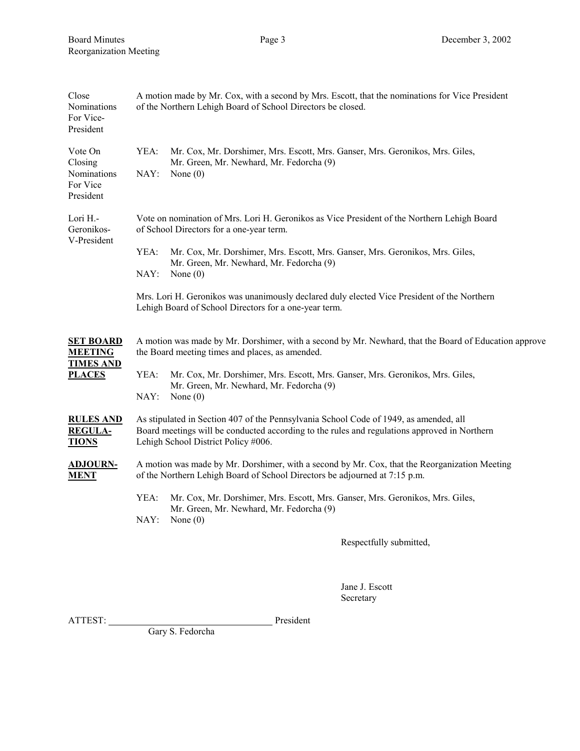**Close Nominations For Vice-President**

A motion made by Mr. Cox, with a second by Mrs. Escott, that the nominations for Vice President of the Northern Lehigh Board of School Directors be closed.

**Vote On Closing Nominations For Vice President**

YEA: Mr. Cox, Mr. Dorshimer, Mrs. Escott, Mrs. Ganser, Mrs. Geronikos, Mrs. Giles, Mr. Green, Mr. Newhard, Mr. Fedorcha (9)
NAY: None (0)

**Lori H.-Geronikos-V-President**

Vote on nomination of Mrs. Lori H. Geronikos as Vice President of the Northern Lehigh Board of School Directors for a one-year term.

YEA: Mr. Cox, Mr. Dorshimer, Mrs. Escott, Mrs. Ganser, Mrs. Geronikos, Mrs. Giles, Mr. Green, Mr. Newhard, Mr. Fedorcha (9)
NAY: None (0)

Mrs. Lori H. Geronikos was unanimously declared duly elected Vice President of the Northern Lehigh Board of School Directors for a one-year term.

**SET BOARD MEETING TIMES AND PLACES**

A motion was made by Mr. Dorshimer, with a second by Mr. Newhard, that the Board of Education approve the Board meeting times and places, as amended.

YEA: Mr. Cox, Mr. Dorshimer, Mrs. Escott, Mrs. Ganser, Mrs. Geronikos, Mrs. Giles, Mr. Green, Mr. Newhard, Mr. Fedorcha (9)
NAY: None (0)

**RULES AND REGULATIONS**

As stipulated in Section 407 of the Pennsylvania School Code of 1949, as amended, all Board meetings will be conducted according to the rules and regulations approved in Northern Lehigh School District Policy #006.

**ADJOURNMENT**

A motion was made by Mr. Dorshimer, with a second by Mr. Cox, that the Reorganization Meeting of the Northern Lehigh Board of School Directors be adjourned at 7:15 p.m.

YEA: Mr. Cox, Mr. Dorshimer, Mrs. Escott, Mrs. Ganser, Mrs. Geronikos, Mrs. Giles, Mr. Green, Mr. Newhard, Mr. Fedorcha (9)
NAY: None (0)

Respectfully submitted,

Jane J. Escott
Secretary

ATTEST: ______________________ President
Gary S. Fedorcha